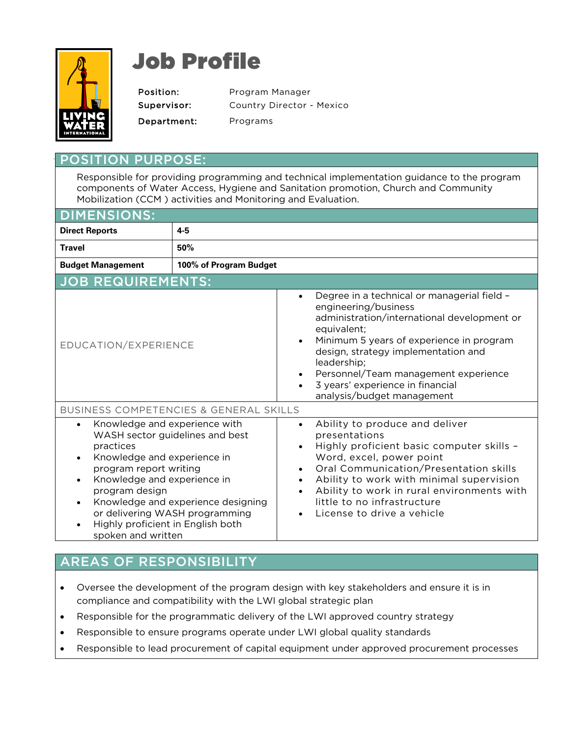# Job Profile

| | |
|---|---|
| Position: | Program Manager |
| Supervisor: | Country Director - Mexico |
| Department: | Programs |

## POSITION PURPOSE:

Responsible for providing programming and technical implementation guidance to the program components of Water Access, Hygiene and Sanitation promotion, Church and Community Mobilization (CCM ) activities and Monitoring and Evaluation.

## DIMENSIONS:

| | |
|---|---|
| **Direct Reports** | **4-5** |
| **Travel** | **50%** |
| **Budget Management** | **100% of Program Budget** |

## JOB REQUIREMENTS:

### EDUCATION/EXPERIENCE

- Degree in a technical or managerial field – engineering/business administration/international development or equivalent;
- Minimum 5 years of experience in program design, strategy implementation and leadership;
- Personnel/Team management experience
- 3 years' experience in financial analysis/budget management

### BUSINESS COMPETENCIES & GENERAL SKILLS

- Knowledge and experience with WASH sector guidelines and best practices
- Knowledge and experience in program report writing
- Knowledge and experience in program design
- Knowledge and experience designing or delivering WASH programming
- Highly proficient in English both spoken and written
- Ability to produce and deliver presentations
- Highly proficient basic computer skills – Word, excel, power point
- Oral Communication/Presentation skills
- Ability to work with minimal supervision
- Ability to work in rural environments with little to no infrastructure
- License to drive a vehicle

## AREAS OF RESPONSIBILITY

- Oversee the development of the program design with key stakeholders and ensure it is in compliance and compatibility with the LWI global strategic plan
- Responsible for the programmatic delivery of the LWI approved country strategy
- Responsible to ensure programs operate under LWI global quality standards
- Responsible to lead procurement of capital equipment under approved procurement processes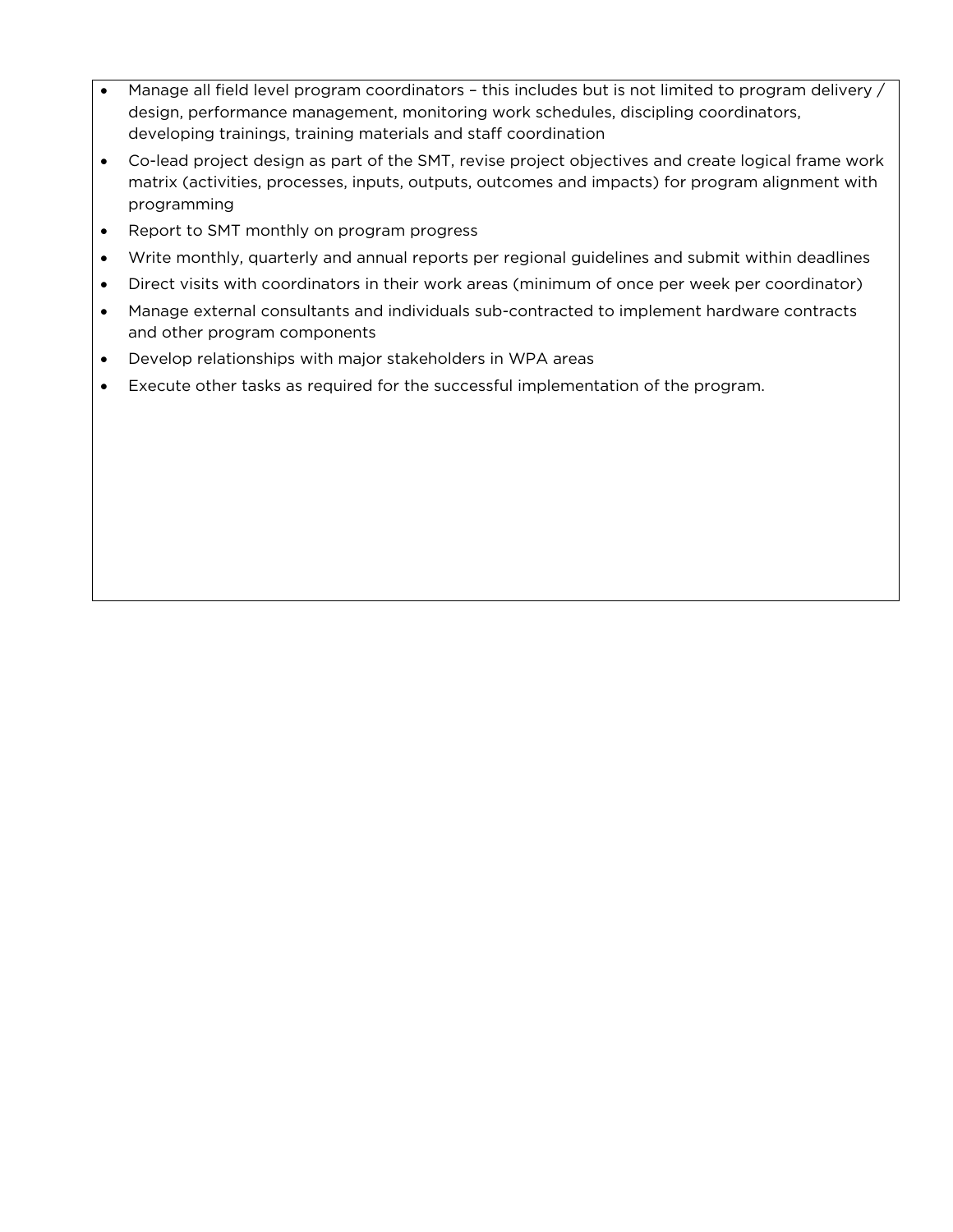- Manage all field level program coordinators – this includes but is not limited to program delivery / design, performance management, monitoring work schedules, discipling coordinators, developing trainings, training materials and staff coordination
- Co-lead project design as part of the SMT, revise project objectives and create logical frame work matrix (activities, processes, inputs, outputs, outcomes and impacts) for program alignment with programming
- Report to SMT monthly on program progress
- Write monthly, quarterly and annual reports per regional guidelines and submit within deadlines
- Direct visits with coordinators in their work areas (minimum of once per week per coordinator)
- Manage external consultants and individuals sub-contracted to implement hardware contracts and other program components
- Develop relationships with major stakeholders in WPA areas
- Execute other tasks as required for the successful implementation of the program.